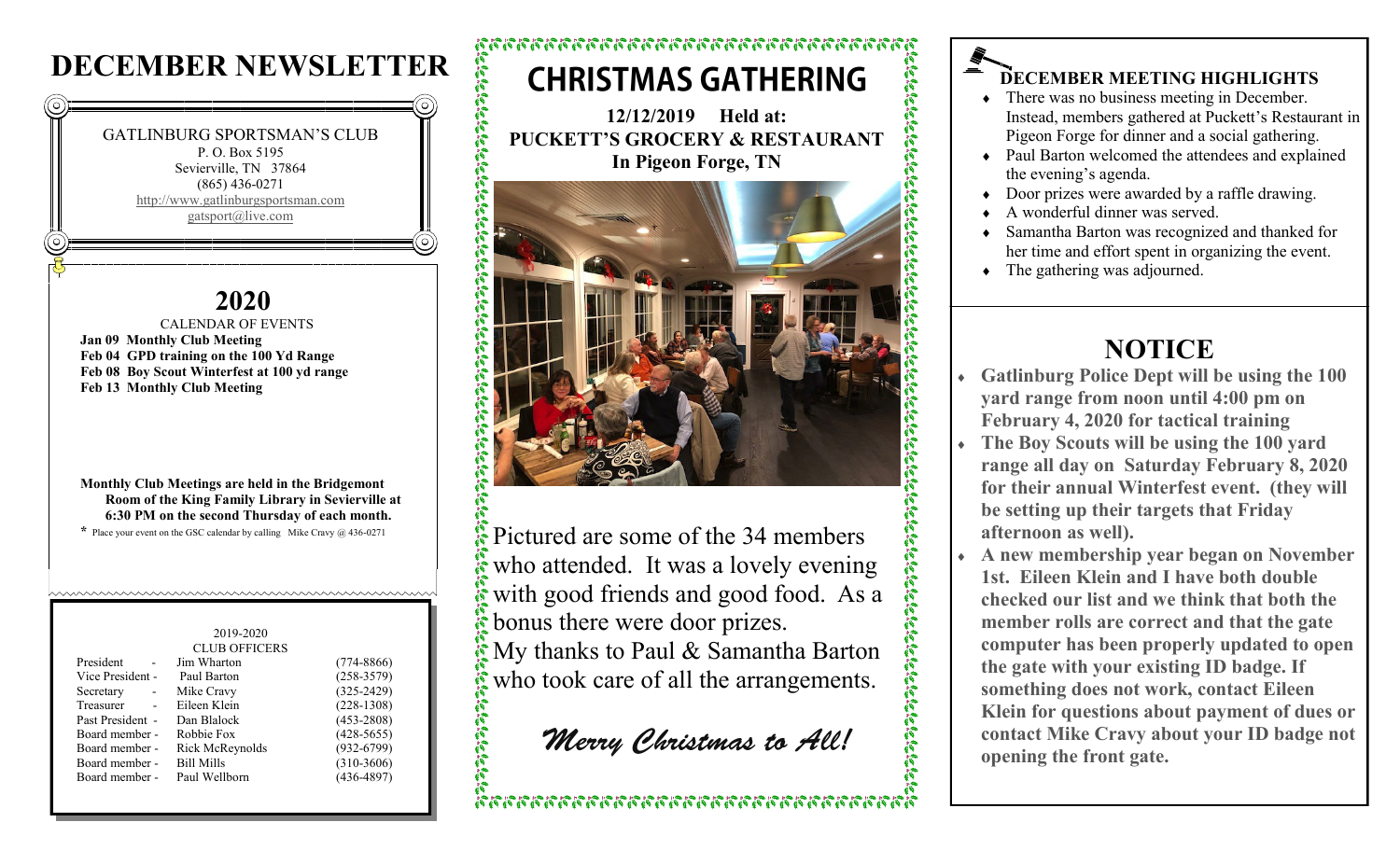# DECEMBER NEWSLETTER

GATLINBURG SPORTSMAN'S CLUB
P. O. Box 5195
Sevierville, TN 37864
(865) 436-0271
http://www.gatlinburgsportsman.com
gatsport@live.com

## 2020

CALENDAR OF EVENTS

**Jan 09 Monthly Club Meeting**
**Feb 04 GPD training on the 100 Yd Range**
**Feb 08 Boy Scout Winterfest at 100 yd range**
**Feb 13 Monthly Club Meeting**

**Monthly Club Meetings are held in the Bridgemont Room of the King Family Library in Sevierville at 6:30 PM on the second Thursday of each month.**

* Place your event on the GSC calendar by calling Mike Cravy @ 436-0271

2019-2020
CLUB OFFICERS

| | | |
|---|---|---|
| President - | Jim Wharton | (774-8866) |
| Vice President - | Paul Barton | (258-3579) |
| Secretary - | Mike Cravy | (325-2429) |
| Treasurer - | Eileen Klein | (228-1308) |
| Past President - | Dan Blalock | (453-2808) |
| Board member - | Robbie Fox | (428-5655) |
| Board member - | Rick McReynolds | (932-6799) |
| Board member - | Bill Mills | (310-3606) |
| Board member - | Paul Wellborn | (436-4897) |

# CHRISTMAS GATHERING

**12/12/2019 Held at:**
**PUCKETT'S GROCERY & RESTAURANT**
**In Pigeon Forge, TN**

Pictured are some of the 34 members who attended. It was a lovely evening with good friends and good food. As a bonus there were door prizes.
My thanks to Paul & Samantha Barton who took care of all the arrangements.

*Merry Christmas to All!*

### DECEMBER MEETING HIGHLIGHTS

- There was no business meeting in December. Instead, members gathered at Puckett's Restaurant in Pigeon Forge for dinner and a social gathering.
- Paul Barton welcomed the attendees and explained the evening's agenda.
- Door prizes were awarded by a raffle drawing.
- A wonderful dinner was served.
- Samantha Barton was recognized and thanked for her time and effort spent in organizing the event.
- The gathering was adjourned.

## NOTICE

- **Gatlinburg Police Dept will be using the 100 yard range from noon until 4:00 pm on February 4, 2020 for tactical training**
- **The Boy Scouts will be using the 100 yard range all day on Saturday February 8, 2020 for their annual Winterfest event. (they will be setting up their targets that Friday afternoon as well).**
- **A new membership year began on November 1st. Eileen Klein and I have both double checked our list and we think that both the member rolls are correct and that the gate computer has been properly updated to open the gate with your existing ID badge. If something does not work, contact Eileen Klein for questions about payment of dues or contact Mike Cravy about your ID badge not opening the front gate.**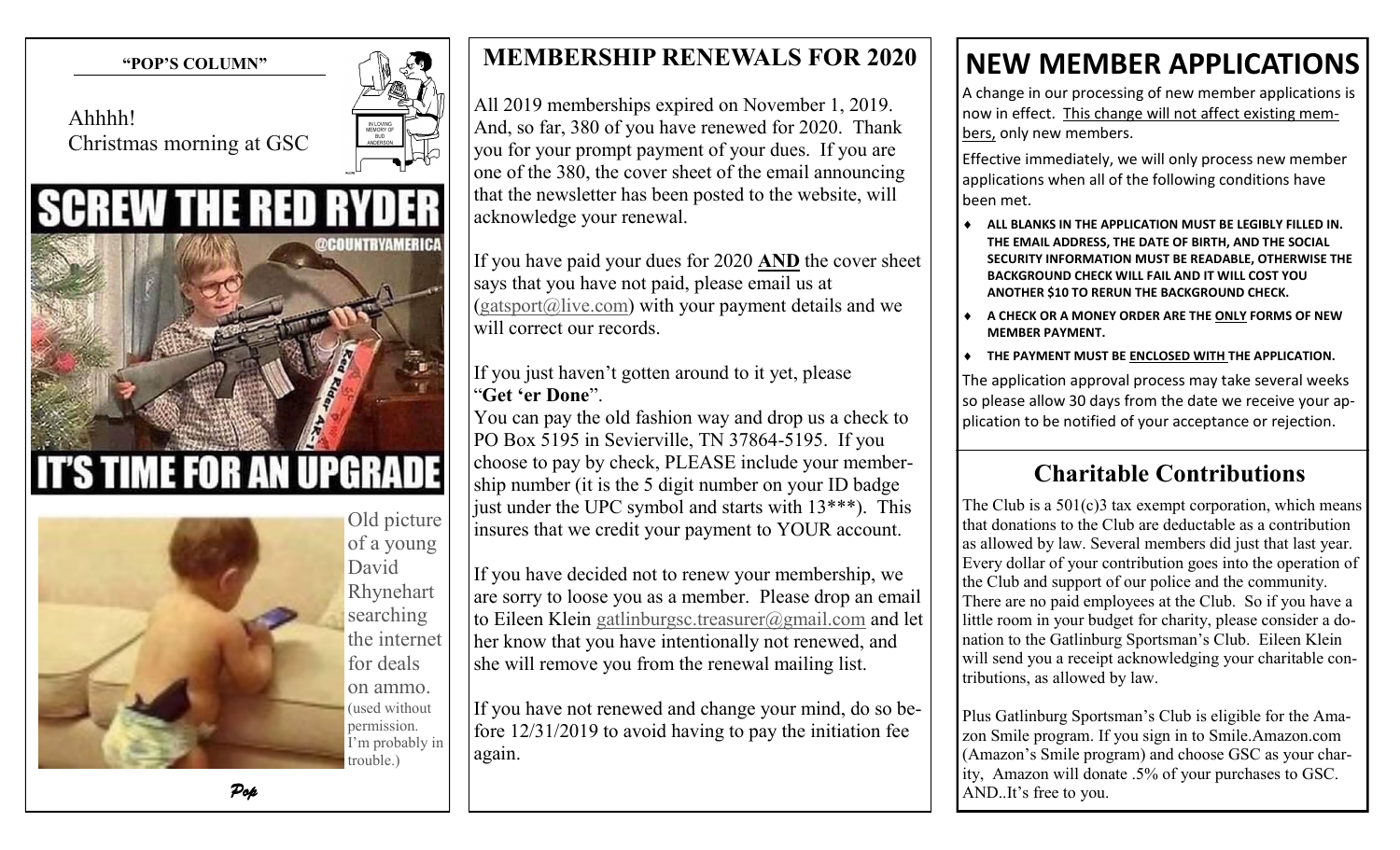**"POP'S COLUMN"**

Ahhhh!
Christmas morning at GSC

SCREW THE RED RYDER

IT'S TIME FOR AN UPGRADE

Old picture of a young David Rhynehart searching the internet for deals on ammo. (used without permission. I'm probably in trouble.)

*Pop*

## MEMBERSHIP RENEWALS FOR 2020

All 2019 memberships expired on November 1, 2019. And, so far, 380 of you have renewed for 2020. Thank you for your prompt payment of your dues. If you are one of the 380, the cover sheet of the email announcing that the newsletter has been posted to the website, will acknowledge your renewal.

If you have paid your dues for 2020 **AND** the cover sheet says that you have not paid, please email us at (gatsport@live.com) with your payment details and we will correct our records.

If you just haven't gotten around to it yet, please "**Get 'er Done**".

You can pay the old fashion way and drop us a check to PO Box 5195 in Sevierville, TN 37864-5195. If you choose to pay by check, PLEASE include your membership number (it is the 5 digit number on your ID badge just under the UPC symbol and starts with 13***). This insures that we credit your payment to YOUR account.

If you have decided not to renew your membership, we are sorry to loose you as a member. Please drop an email to Eileen Klein gatlinburgsc.treasurer@gmail.com and let her know that you have intentionally not renewed, and she will remove you from the renewal mailing list.

If you have not renewed and change your mind, do so before 12/31/2019 to avoid having to pay the initiation fee again.

## NEW MEMBER APPLICATIONS

A change in our processing of new member applications is now in effect. This change will not affect existing members, only new members.

Effective immediately, we will only process new member applications when all of the following conditions have been met.

- **ALL BLANKS IN THE APPLICATION MUST BE LEGIBLY FILLED IN. THE EMAIL ADDRESS, THE DATE OF BIRTH, AND THE SOCIAL SECURITY INFORMATION MUST BE READABLE, OTHERWISE THE BACKGROUND CHECK WILL FAIL AND IT WILL COST YOU ANOTHER $10 TO RERUN THE BACKGROUND CHECK.**
- **A CHECK OR A MONEY ORDER ARE THE ONLY FORMS OF NEW MEMBER PAYMENT.**
- **THE PAYMENT MUST BE ENCLOSED WITH THE APPLICATION.**

The application approval process may take several weeks so please allow 30 days from the date we receive your application to be notified of your acceptance or rejection.

## Charitable Contributions

The Club is a 501(c)3 tax exempt corporation, which means that donations to the Club are deductable as a contribution as allowed by law. Several members did just that last year. Every dollar of your contribution goes into the operation of the Club and support of our police and the community. There are no paid employees at the Club. So if you have a little room in your budget for charity, please consider a donation to the Gatlinburg Sportsman's Club. Eileen Klein will send you a receipt acknowledging your charitable contributions, as allowed by law.

Plus Gatlinburg Sportsman's Club is eligible for the Amazon Smile program. If you sign in to Smile.Amazon.com (Amazon's Smile program) and choose GSC as your charity, Amazon will donate .5% of your purchases to GSC. AND..It's free to you.